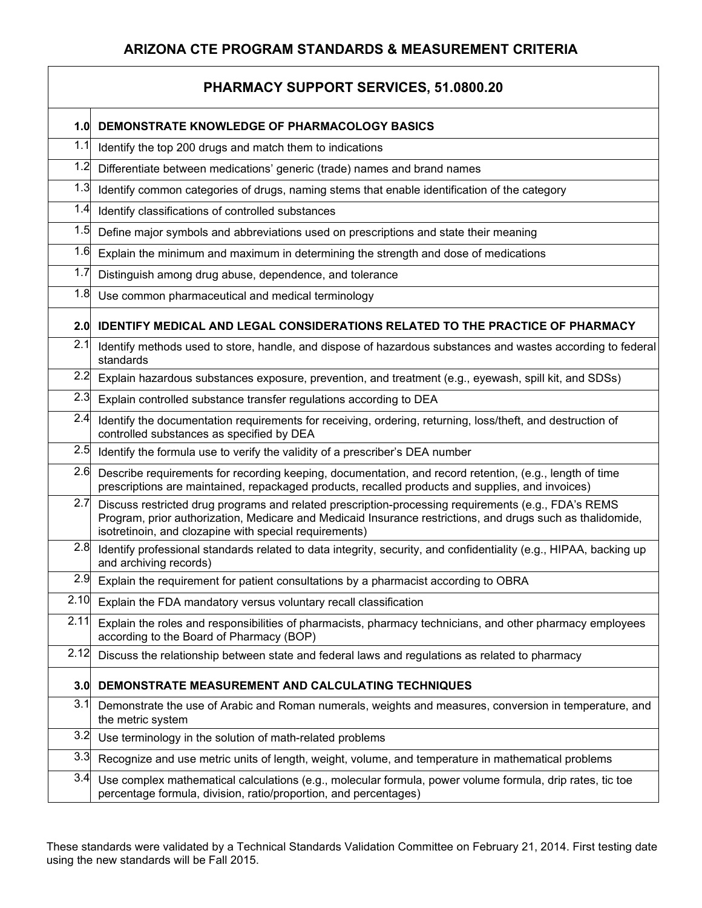## ARIZONA CTE PROGRAM STANDARDS & MEASUREMENT CRITERIA

| PHARMACY SUPPORT SERVICES, 51.0800.20 | |
|---|---|
| **1.0** | **DEMONSTRATE KNOWLEDGE OF PHARMACOLOGY BASICS** |
| 1.1 | Identify the top 200 drugs and match them to indications |
| 1.2 | Differentiate between medications' generic (trade) names and brand names |
| 1.3 | Identify common categories of drugs, naming stems that enable identification of the category |
| 1.4 | Identify classifications of controlled substances |
| 1.5 | Define major symbols and abbreviations used on prescriptions and state their meaning |
| 1.6 | Explain the minimum and maximum in determining the strength and dose of medications |
| 1.7 | Distinguish among drug abuse, dependence, and tolerance |
| 1.8 | Use common pharmaceutical and medical terminology |
| **2.0** | **IDENTIFY MEDICAL AND LEGAL CONSIDERATIONS RELATED TO THE PRACTICE OF PHARMACY** |
| 2.1 | Identify methods used to store, handle, and dispose of hazardous substances and wastes according to federal standards |
| 2.2 | Explain hazardous substances exposure, prevention, and treatment (e.g., eyewash, spill kit, and SDSs) |
| 2.3 | Explain controlled substance transfer regulations according to DEA |
| 2.4 | Identify the documentation requirements for receiving, ordering, returning, loss/theft, and destruction of controlled substances as specified by DEA |
| 2.5 | Identify the formula use to verify the validity of a prescriber's DEA number |
| 2.6 | Describe requirements for recording keeping, documentation, and record retention, (e.g., length of time prescriptions are maintained, repackaged products, recalled products and supplies, and invoices) |
| 2.7 | Discuss restricted drug programs and related prescription-processing requirements (e.g., FDA's REMS Program, prior authorization, Medicare and Medicaid Insurance restrictions, and drugs such as thalidomide, isotretinoin, and clozapine with special requirements) |
| 2.8 | Identify professional standards related to data integrity, security, and confidentiality (e.g., HIPAA, backing up and archiving records) |
| 2.9 | Explain the requirement for patient consultations by a pharmacist according to OBRA |
| 2.10 | Explain the FDA mandatory versus voluntary recall classification |
| 2.11 | Explain the roles and responsibilities of pharmacists, pharmacy technicians, and other pharmacy employees according to the Board of Pharmacy (BOP) |
| 2.12 | Discuss the relationship between state and federal laws and regulations as related to pharmacy |
| **3.0** | **DEMONSTRATE MEASUREMENT AND CALCULATING TECHNIQUES** |
| 3.1 | Demonstrate the use of Arabic and Roman numerals, weights and measures, conversion in temperature, and the metric system |
| 3.2 | Use terminology in the solution of math-related problems |
| 3.3 | Recognize and use metric units of length, weight, volume, and temperature in mathematical problems |
| 3.4 | Use complex mathematical calculations (e.g., molecular formula, power volume formula, drip rates, tic toe percentage formula, division, ratio/proportion, and percentages) |

These standards were validated by a Technical Standards Validation Committee on February 21, 2014. First testing date using the new standards will be Fall 2015.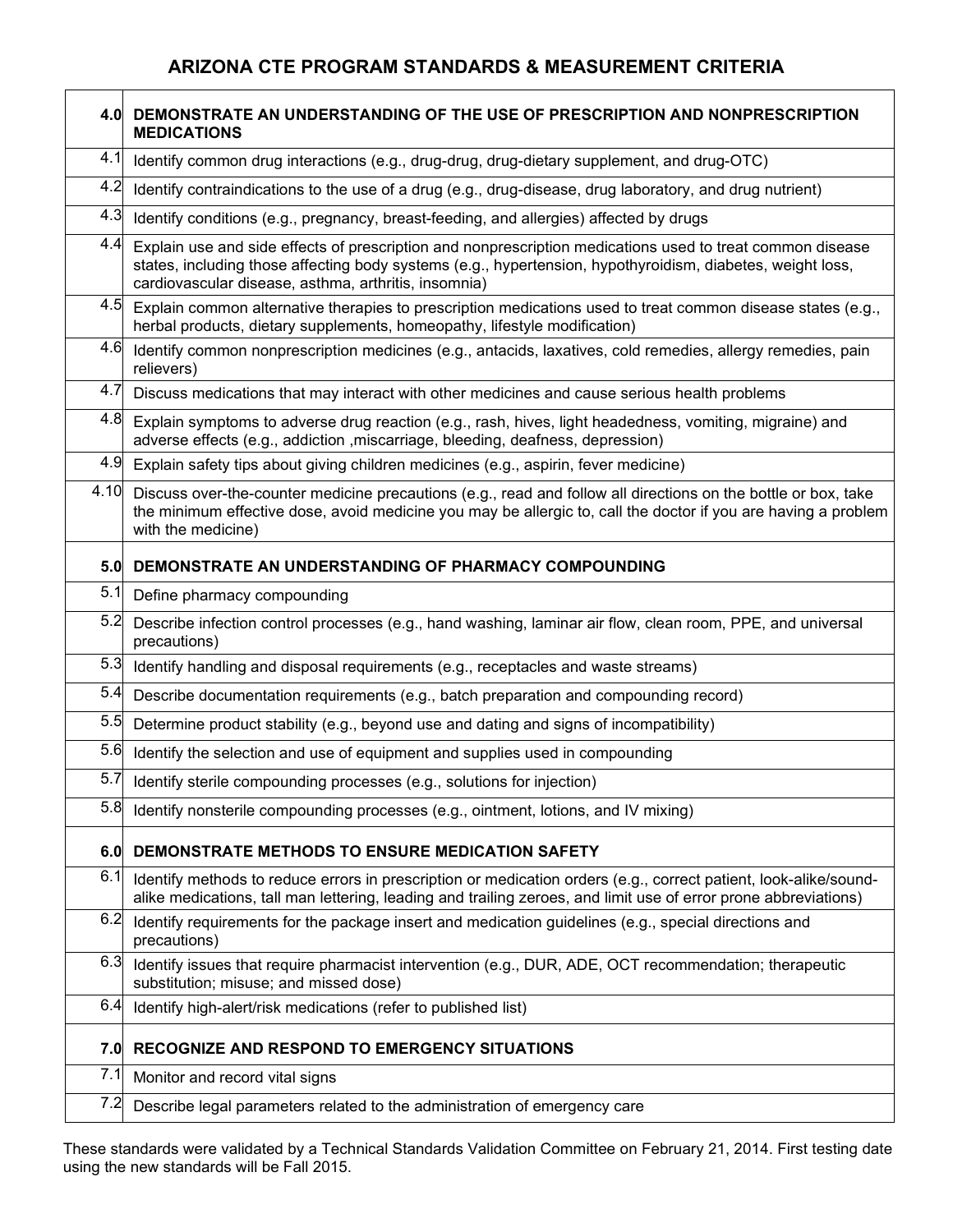## ARIZONA CTE PROGRAM STANDARDS & MEASUREMENT CRITERIA

| | |
|---|---|
| **4.0** | **DEMONSTRATE AN UNDERSTANDING OF THE USE OF PRESCRIPTION AND NONPRESCRIPTION MEDICATIONS** |
| 4.1 | Identify common drug interactions (e.g., drug-drug, drug-dietary supplement, and drug-OTC) |
| 4.2 | Identify contraindications to the use of a drug (e.g., drug-disease, drug laboratory, and drug nutrient) |
| 4.3 | Identify conditions (e.g., pregnancy, breast-feeding, and allergies) affected by drugs |
| 4.4 | Explain use and side effects of prescription and nonprescription medications used to treat common disease states, including those affecting body systems (e.g., hypertension, hypothyroidism, diabetes, weight loss, cardiovascular disease, asthma, arthritis, insomnia) |
| 4.5 | Explain common alternative therapies to prescription medications used to treat common disease states (e.g., herbal products, dietary supplements, homeopathy, lifestyle modification) |
| 4.6 | Identify common nonprescription medicines (e.g., antacids, laxatives, cold remedies, allergy remedies, pain relievers) |
| 4.7 | Discuss medications that may interact with other medicines and cause serious health problems |
| 4.8 | Explain symptoms to adverse drug reaction (e.g., rash, hives, light headedness, vomiting, migraine) and adverse effects (e.g., addiction ,miscarriage, bleeding, deafness, depression) |
| 4.9 | Explain safety tips about giving children medicines (e.g., aspirin, fever medicine) |
| 4.10 | Discuss over-the-counter medicine precautions (e.g., read and follow all directions on the bottle or box, take the minimum effective dose, avoid medicine you may be allergic to, call the doctor if you are having a problem with the medicine) |
| **5.0** | **DEMONSTRATE AN UNDERSTANDING OF PHARMACY COMPOUNDING** |
| 5.1 | Define pharmacy compounding |
| 5.2 | Describe infection control processes (e.g., hand washing, laminar air flow, clean room, PPE, and universal precautions) |
| 5.3 | Identify handling and disposal requirements (e.g., receptacles and waste streams) |
| 5.4 | Describe documentation requirements (e.g., batch preparation and compounding record) |
| 5.5 | Determine product stability (e.g., beyond use and dating and signs of incompatibility) |
| 5.6 | Identify the selection and use of equipment and supplies used in compounding |
| 5.7 | Identify sterile compounding processes (e.g., solutions for injection) |
| 5.8 | Identify nonsterile compounding processes (e.g., ointment, lotions, and IV mixing) |
| **6.0** | **DEMONSTRATE METHODS TO ENSURE MEDICATION SAFETY** |
| 6.1 | Identify methods to reduce errors in prescription or medication orders (e.g., correct patient, look-alike/sound-alike medications, tall man lettering, leading and trailing zeroes, and limit use of error prone abbreviations) |
| 6.2 | Identify requirements for the package insert and medication guidelines (e.g., special directions and precautions) |
| 6.3 | Identify issues that require pharmacist intervention (e.g., DUR, ADE, OCT recommendation; therapeutic substitution; misuse; and missed dose) |
| 6.4 | Identify high-alert/risk medications (refer to published list) |
| **7.0** | **RECOGNIZE AND RESPOND TO EMERGENCY SITUATIONS** |
| 7.1 | Monitor and record vital signs |
| 7.2 | Describe legal parameters related to the administration of emergency care |

These standards were validated by a Technical Standards Validation Committee on February 21, 2014. First testing date using the new standards will be Fall 2015.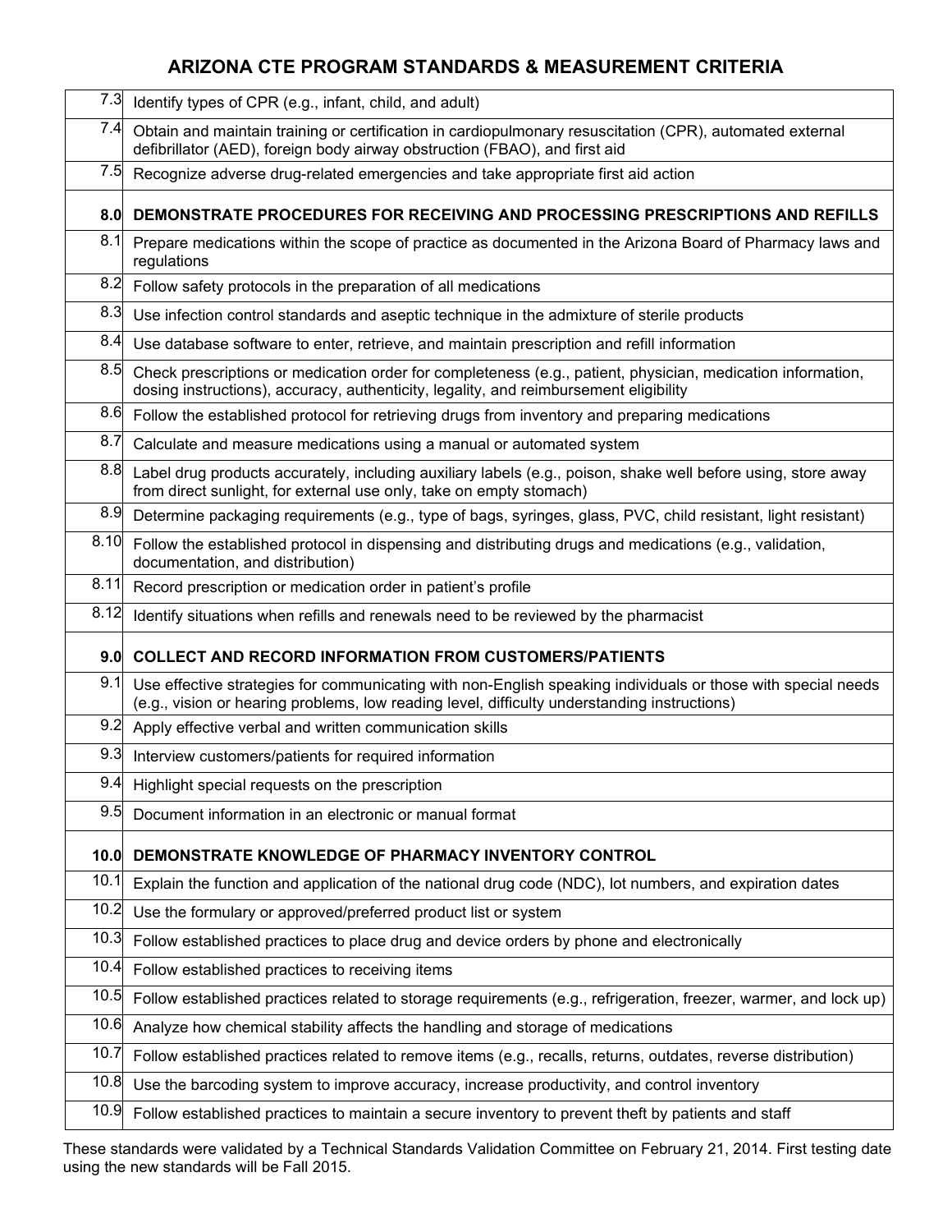## ARIZONA CTE PROGRAM STANDARDS & MEASUREMENT CRITERIA

| | |
|---|---|
| 7.3 | Identify types of CPR (e.g., infant, child, and adult) |
| 7.4 | Obtain and maintain training or certification in cardiopulmonary resuscitation (CPR), automated external defibrillator (AED), foreign body airway obstruction (FBAO), and first aid |
| 7.5 | Recognize adverse drug-related emergencies and take appropriate first aid action |
| **8.0** | **DEMONSTRATE PROCEDURES FOR RECEIVING AND PROCESSING PRESCRIPTIONS AND REFILLS** |
| 8.1 | Prepare medications within the scope of practice as documented in the Arizona Board of Pharmacy laws and regulations |
| 8.2 | Follow safety protocols in the preparation of all medications |
| 8.3 | Use infection control standards and aseptic technique in the admixture of sterile products |
| 8.4 | Use database software to enter, retrieve, and maintain prescription and refill information |
| 8.5 | Check prescriptions or medication order for completeness (e.g., patient, physician, medication information, dosing instructions), accuracy, authenticity, legality, and reimbursement eligibility |
| 8.6 | Follow the established protocol for retrieving drugs from inventory and preparing medications |
| 8.7 | Calculate and measure medications using a manual or automated system |
| 8.8 | Label drug products accurately, including auxiliary labels (e.g., poison, shake well before using, store away from direct sunlight, for external use only, take on empty stomach) |
| 8.9 | Determine packaging requirements (e.g., type of bags, syringes, glass, PVC, child resistant, light resistant) |
| 8.10 | Follow the established protocol in dispensing and distributing drugs and medications (e.g., validation, documentation, and distribution) |
| 8.11 | Record prescription or medication order in patient's profile |
| 8.12 | Identify situations when refills and renewals need to be reviewed by the pharmacist |
| **9.0** | **COLLECT AND RECORD INFORMATION FROM CUSTOMERS/PATIENTS** |
| 9.1 | Use effective strategies for communicating with non-English speaking individuals or those with special needs (e.g., vision or hearing problems, low reading level, difficulty understanding instructions) |
| 9.2 | Apply effective verbal and written communication skills |
| 9.3 | Interview customers/patients for required information |
| 9.4 | Highlight special requests on the prescription |
| 9.5 | Document information in an electronic or manual format |
| **10.0** | **DEMONSTRATE KNOWLEDGE OF PHARMACY INVENTORY CONTROL** |
| 10.1 | Explain the function and application of the national drug code (NDC), lot numbers, and expiration dates |
| 10.2 | Use the formulary or approved/preferred product list or system |
| 10.3 | Follow established practices to place drug and device orders by phone and electronically |
| 10.4 | Follow established practices to receiving items |
| 10.5 | Follow established practices related to storage requirements (e.g., refrigeration, freezer, warmer, and lock up) |
| 10.6 | Analyze how chemical stability affects the handling and storage of medications |
| 10.7 | Follow established practices related to remove items (e.g., recalls, returns, outdates, reverse distribution) |
| 10.8 | Use the barcoding system to improve accuracy, increase productivity, and control inventory |
| 10.9 | Follow established practices to maintain a secure inventory to prevent theft by patients and staff |

These standards were validated by a Technical Standards Validation Committee on February 21, 2014. First testing date using the new standards will be Fall 2015.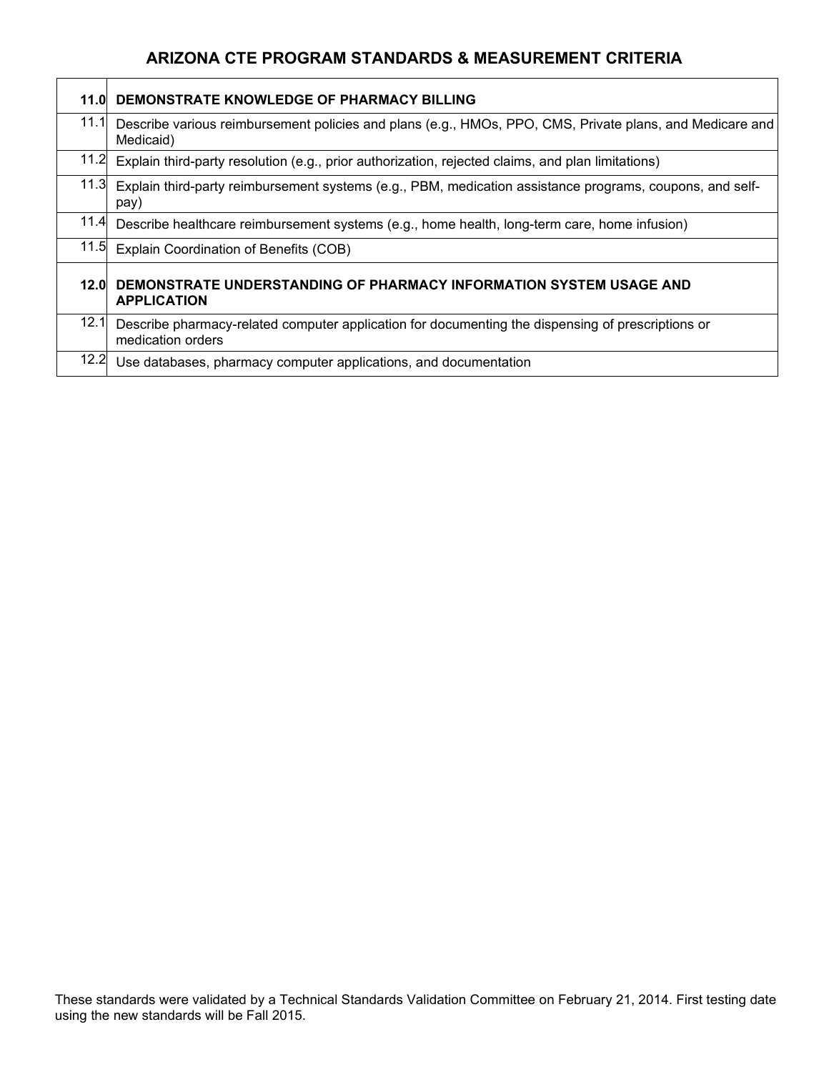## ARIZONA CTE PROGRAM STANDARDS & MEASUREMENT CRITERIA

| | |
|---|---|
| **11.0** | **DEMONSTRATE KNOWLEDGE OF PHARMACY BILLING** |
| 11.1 | Describe various reimbursement policies and plans (e.g., HMOs, PPO, CMS, Private plans, and Medicare and Medicaid) |
| 11.2 | Explain third-party resolution (e.g., prior authorization, rejected claims, and plan limitations) |
| 11.3 | Explain third-party reimbursement systems (e.g., PBM, medication assistance programs, coupons, and self-pay) |
| 11.4 | Describe healthcare reimbursement systems (e.g., home health, long-term care, home infusion) |
| 11.5 | Explain Coordination of Benefits (COB) |
| **12.0** | **DEMONSTRATE UNDERSTANDING OF PHARMACY INFORMATION SYSTEM USAGE AND APPLICATION** |
| 12.1 | Describe pharmacy-related computer application for documenting the dispensing of prescriptions or medication orders |
| 12.2 | Use databases, pharmacy computer applications, and documentation |

These standards were validated by a Technical Standards Validation Committee on February 21, 2014. First testing date using the new standards will be Fall 2015.